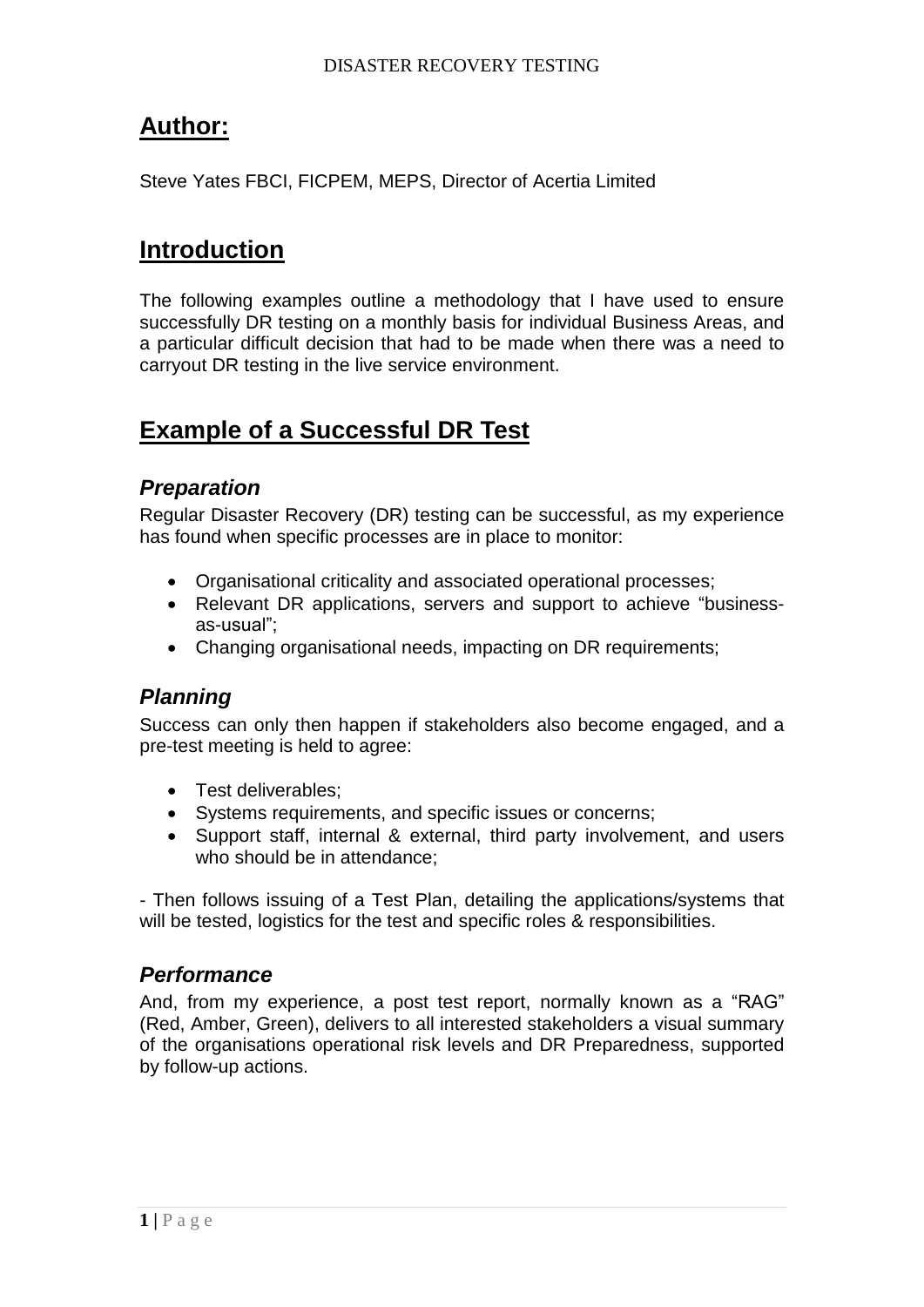## Author:

Steve Yates FBCI, FICPEM, MEPS, Director of Acertia Limited

## Introduction

The following examples outline a methodology that I have used to ensure successfully DR testing on a monthly basis for individual Business Areas, and a particular difficult decision that had to be made when there was a need to carryout DR testing in the live service environment.

## Example of a Successful DR Test

### *Preparation*

Regular Disaster Recovery (DR) testing can be successful, as my experience has found when specific processes are in place to monitor:

- Organisational criticality and associated operational processes;
- Relevant DR applications, servers and support to achieve "business-as-usual";
- Changing organisational needs, impacting on DR requirements;

### *Planning*

Success can only then happen if stakeholders also become engaged, and a pre-test meeting is held to agree:

- Test deliverables;
- Systems requirements, and specific issues or concerns;
- Support staff, internal & external, third party involvement, and users who should be in attendance;

- Then follows issuing of a Test Plan, detailing the applications/systems that will be tested, logistics for the test and specific roles & responsibilities.

### *Performance*

And, from my experience, a post test report, normally known as a "RAG" (Red, Amber, Green), delivers to all interested stakeholders a visual summary of the organisations operational risk levels and DR Preparedness, supported by follow-up actions.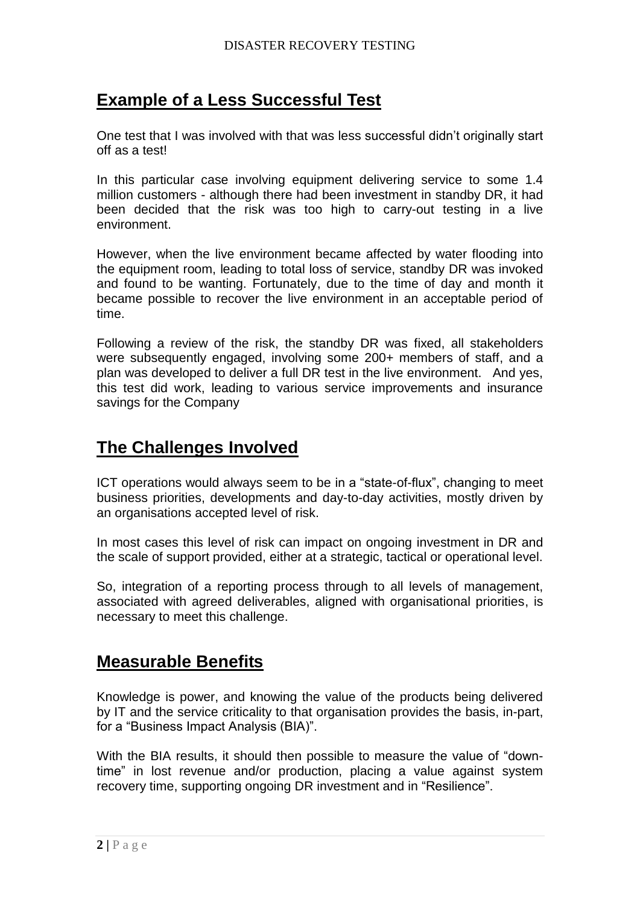## Example of a Less Successful Test

One test that I was involved with that was less successful didn't originally start off as a test!

In this particular case involving equipment delivering service to some 1.4 million customers - although there had been investment in standby DR, it had been decided that the risk was too high to carry-out testing in a live environment.

However, when the live environment became affected by water flooding into the equipment room, leading to total loss of service, standby DR was invoked and found to be wanting. Fortunately, due to the time of day and month it became possible to recover the live environment in an acceptable period of time.

Following a review of the risk, the standby DR was fixed, all stakeholders were subsequently engaged, involving some 200+ members of staff, and a plan was developed to deliver a full DR test in the live environment. And yes, this test did work, leading to various service improvements and insurance savings for the Company

## The Challenges Involved

ICT operations would always seem to be in a "state-of-flux", changing to meet business priorities, developments and day-to-day activities, mostly driven by an organisations accepted level of risk.

In most cases this level of risk can impact on ongoing investment in DR and the scale of support provided, either at a strategic, tactical or operational level.

So, integration of a reporting process through to all levels of management, associated with agreed deliverables, aligned with organisational priorities, is necessary to meet this challenge.

## Measurable Benefits

Knowledge is power, and knowing the value of the products being delivered by IT and the service criticality to that organisation provides the basis, in-part, for a "Business Impact Analysis (BIA)".

With the BIA results, it should then possible to measure the value of "down-time" in lost revenue and/or production, placing a value against system recovery time, supporting ongoing DR investment and in "Resilience".